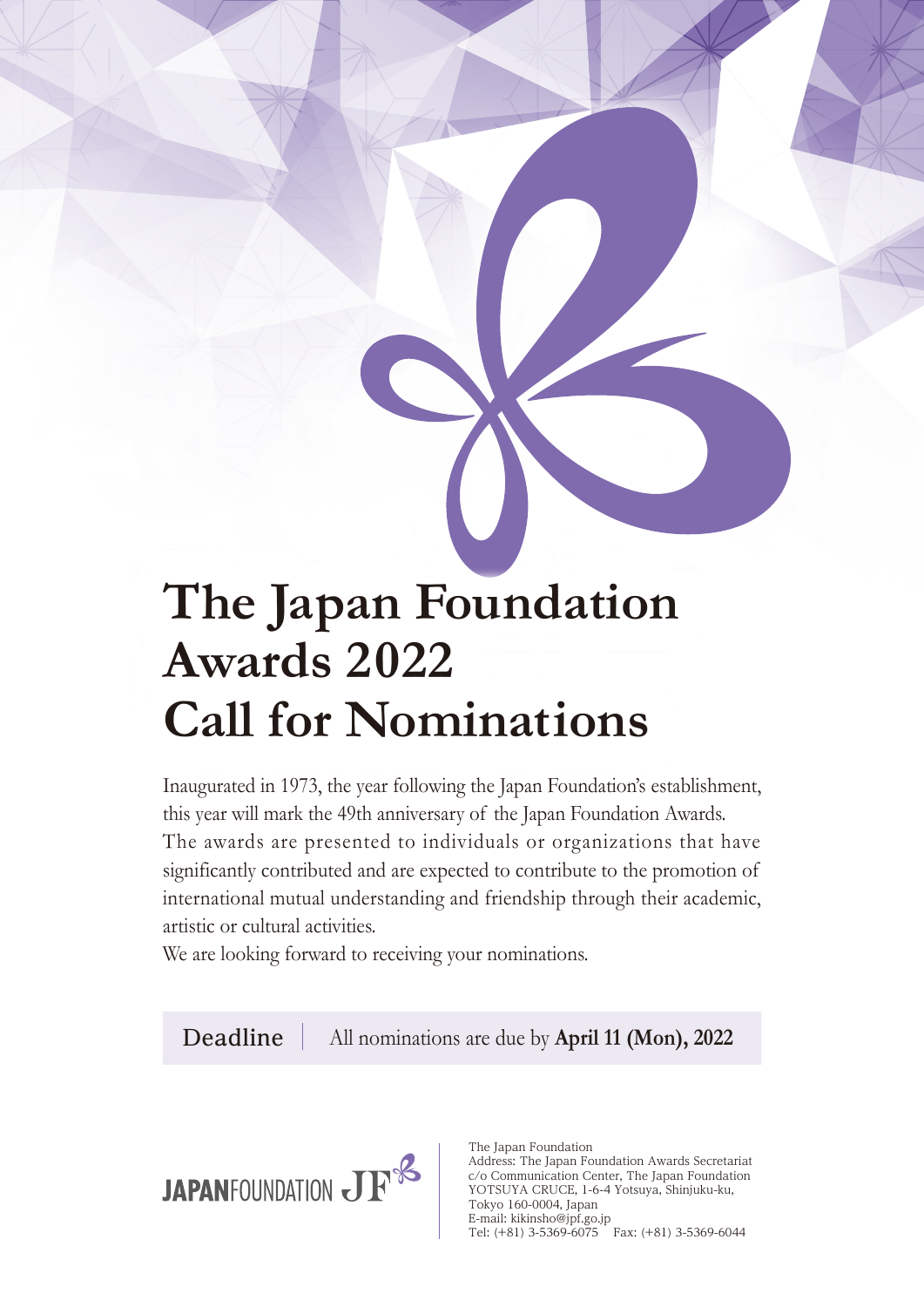# The Japan Foundation Awards 2022 Call for Nominations

Inaugurated in 1973, the year following the Japan Foundation's establishment, this year will mark the 49th anniversary of the Japan Foundation Awards.
The awards are presented to individuals or organizations that have significantly contributed and are expected to contribute to the promotion of international mutual understanding and friendship through their academic, artistic or cultural activities.
We are looking forward to receiving your nominations.

**Deadline** | All nominations are due by **April 11 (Mon), 2022**

JAPANFOUNDATION JF

The Japan Foundation
Address: The Japan Foundation Awards Secretariat
c/o Communication Center, The Japan Foundation
YOTSUYA CRUCE, 1-6-4 Yotsuya, Shinjuku-ku,
Tokyo 160-0004, Japan
E-mail: kikinsho@jpf.go.jp
Tel: (+81) 3-5369-6075　Fax: (+81) 3-5369-6044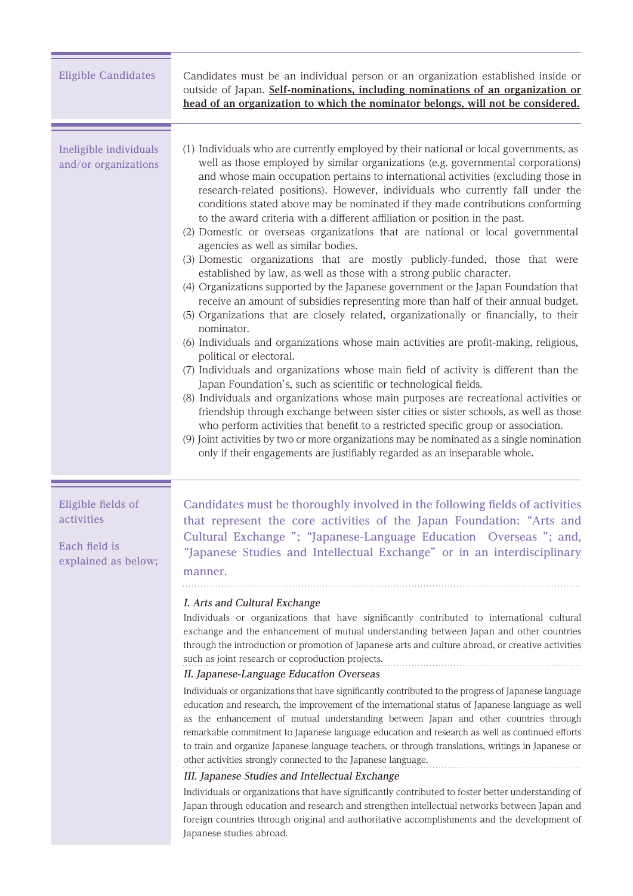## Eligible Candidates

Candidates must be an individual person or an organization established inside or outside of Japan. **Self-nominations, including nominations of an organization or head of an organization to which the nominator belongs, will not be considered.**

## Ineligible individuals and/or organizations

(1) Individuals who are currently employed by their national or local governments, as well as those employed by similar organizations (e.g. governmental corporations) and whose main occupation pertains to international activities (excluding those in research-related positions). However, individuals who currently fall under the conditions stated above may be nominated if they made contributions conforming to the award criteria with a different affiliation or position in the past.

(2) Domestic or overseas organizations that are national or local governmental agencies as well as similar bodies.

(3) Domestic organizations that are mostly publicly-funded, those that were established by law, as well as those with a strong public character.

(4) Organizations supported by the Japanese government or the Japan Foundation that receive an amount of subsidies representing more than half of their annual budget.

(5) Organizations that are closely related, organizationally or financially, to their nominator.

(6) Individuals and organizations whose main activities are profit-making, religious, political or electoral.

(7) Individuals and organizations whose main field of activity is different than the Japan Foundation's, such as scientific or technological fields.

(8) Individuals and organizations whose main purposes are recreational activities or friendship through exchange between sister cities or sister schools, as well as those who perform activities that benefit to a restricted specific group or association.

(9) Joint activities by two or more organizations may be nominated as a single nomination only if their engagements are justifiably regarded as an inseparable whole.

## Eligible fields of activities

Each field is explained as below;

Candidates must be thoroughly involved in the following fields of activities that represent the core activities of the Japan Foundation: "Arts and Cultural Exchange "; "Japanese-Language Education Overseas "; and, "Japanese Studies and Intellectual Exchange" or in an interdisciplinary manner.

*I. Arts and Cultural Exchange*

Individuals or organizations that have significantly contributed to international cultural exchange and the enhancement of mutual understanding between Japan and other countries through the introduction or promotion of Japanese arts and culture abroad, or creative activities such as joint research or coproduction projects.

*II. Japanese-Language Education Overseas*

Individuals or organizations that have significantly contributed to the progress of Japanese language education and research, the improvement of the international status of Japanese language as well as the enhancement of mutual understanding between Japan and other countries through remarkable commitment to Japanese language education and research as well as continued efforts to train and organize Japanese language teachers, or through translations, writings in Japanese or other activities strongly connected to the Japanese language.

*III. Japanese Studies and Intellectual Exchange*

Individuals or organizations that have significantly contributed to foster better understanding of Japan through education and research and strengthen intellectual networks between Japan and foreign countries through original and authoritative accomplishments and the development of Japanese studies abroad.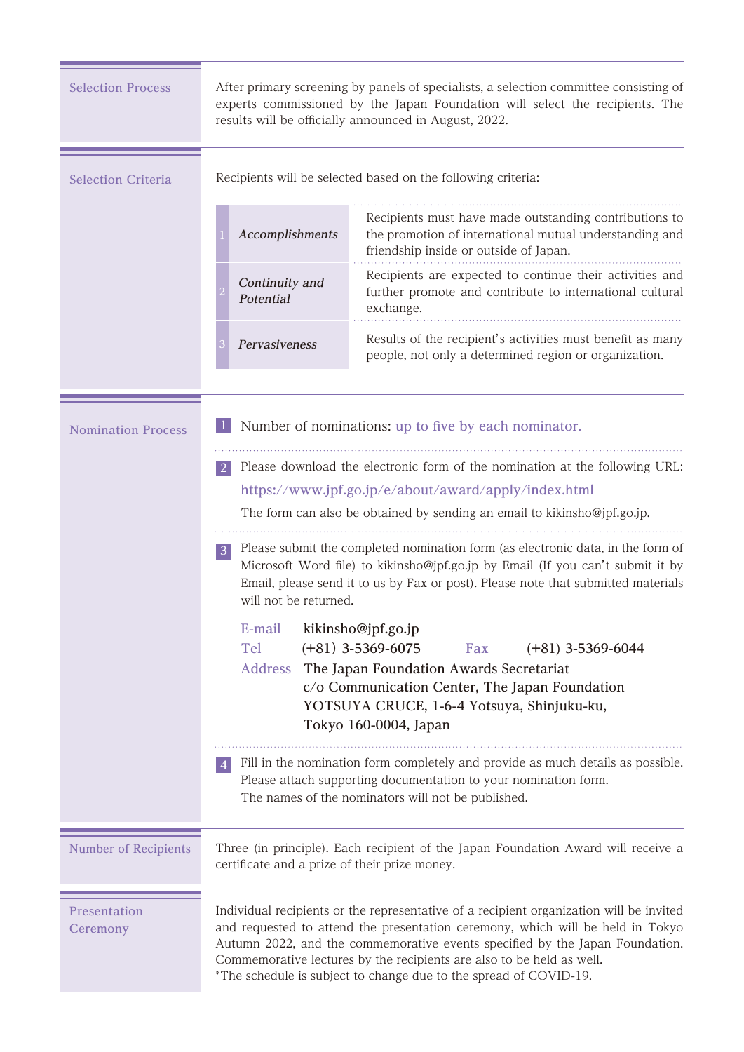## Selection Process

After primary screening by panels of specialists, a selection committee consisting of experts commissioned by the Japan Foundation will select the recipients. The results will be officially announced in August, 2022.

## Selection Criteria

Recipients will be selected based on the following criteria:

| | Criterion | Description |
|---|---|---|
| 1 | *Accomplishments* | Recipients must have made outstanding contributions to the promotion of international mutual understanding and friendship inside or outside of Japan. |
| 2 | *Continuity and Potential* | Recipients are expected to continue their activities and further promote and contribute to international cultural exchange. |
| 3 | *Pervasiveness* | Results of the recipient's activities must benefit as many people, not only a determined region or organization. |

## Nomination Process

1. Number of nominations: up to five by each nominator.

2. Please download the electronic form of the nomination at the following URL:
   https://www.jpf.go.jp/e/about/award/apply/index.html
   The form can also be obtained by sending an email to kikinsho@jpf.go.jp.

3. Please submit the completed nomination form (as electronic data, in the form of Microsoft Word file) to kikinsho@jpf.go.jp by Email (If you can't submit it by Email, please send it to us by Fax or post). Please note that submitted materials will not be returned.

   E-mail kikinsho@jpf.go.jp
   Tel (+81) 3-5369-6075 Fax (+81) 3-5369-6044
   Address The Japan Foundation Awards Secretariat
   c/o Communication Center, The Japan Foundation
   YOTSUYA CRUCE, 1-6-4 Yotsuya, Shinjuku-ku,
   Tokyo 160-0004, Japan

4. Fill in the nomination form completely and provide as much details as possible.
   Please attach supporting documentation to your nomination form.
   The names of the nominators will not be published.

## Number of Recipients

Three (in principle). Each recipient of the Japan Foundation Award will receive a certificate and a prize of their prize money.

## Presentation Ceremony

Individual recipients or the representative of a recipient organization will be invited and requested to attend the presentation ceremony, which will be held in Tokyo Autumn 2022, and the commemorative events specified by the Japan Foundation. Commemorative lectures by the recipients are also to be held as well.
*The schedule is subject to change due to the spread of COVID-19.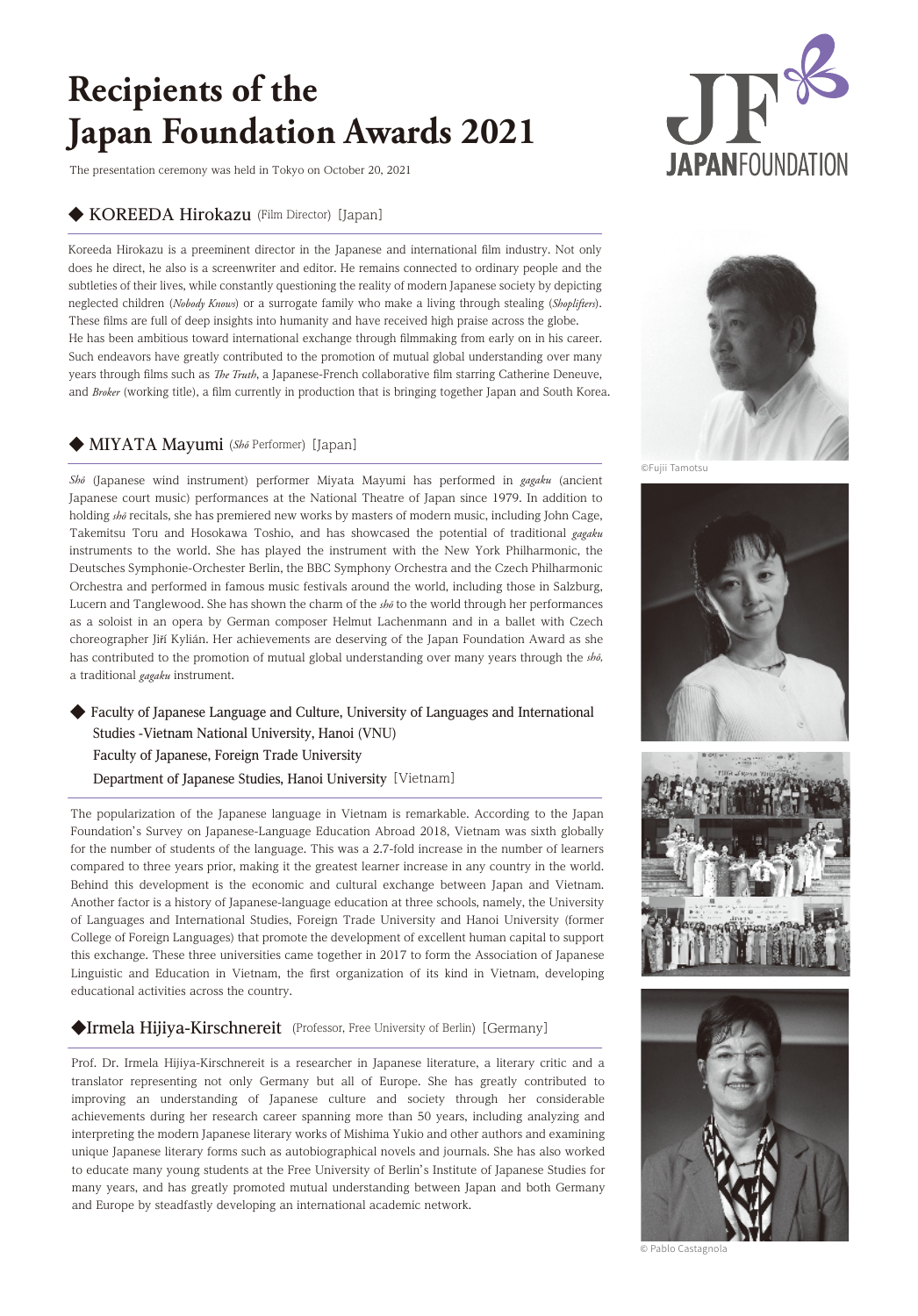# Recipients of the Japan Foundation Awards 2021

The presentation ceremony was held in Tokyo on October 20, 2021

## ◆ KOREEDA Hirokazu (Film Director) [Japan]

Koreeda Hirokazu is a preeminent director in the Japanese and international film industry. Not only does he direct, he also is a screenwriter and editor. He remains connected to ordinary people and the subtleties of their lives, while constantly questioning the reality of modern Japanese society by depicting neglected children (*Nobody Knows*) or a surrogate family who make a living through stealing (*Shoplifters*). These films are full of deep insights into humanity and have received high praise across the globe.
He has been ambitious toward international exchange through filmmaking from early on in his career. Such endeavors have greatly contributed to the promotion of mutual global understanding over many years through films such as *The Truth*, a Japanese-French collaborative film starring Catherine Deneuve, and *Broker* (working title), a film currently in production that is bringing together Japan and South Korea.

©Fujii Tamotsu

## ◆ MIYATA Mayumi (*Shō* Performer) [Japan]

*Shō* (Japanese wind instrument) performer Miyata Mayumi has performed in *gagaku* (ancient Japanese court music) performances at the National Theatre of Japan since 1979. In addition to holding *shō* recitals, she has premiered new works by masters of modern music, including John Cage, Takemitsu Toru and Hosokawa Toshio, and has showcased the potential of traditional *gagaku* instruments to the world. She has played the instrument with the New York Philharmonic, the Deutsches Symphonie-Orchester Berlin, the BBC Symphony Orchestra and the Czech Philharmonic Orchestra and performed in famous music festivals around the world, including those in Salzburg, Lucern and Tanglewood. She has shown the charm of the *shō* to the world through her performances as a soloist in an opera by German composer Helmut Lachenmann and in a ballet with Czech choreographer Jiří Kylián. Her achievements are deserving of the Japan Foundation Award as she has contributed to the promotion of mutual global understanding over many years through the *shō*, a traditional *gagaku* instrument.

## ◆ Faculty of Japanese Language and Culture, University of Languages and International Studies -Vietnam National University, Hanoi (VNU) Faculty of Japanese, Foreign Trade University Department of Japanese Studies, Hanoi University [Vietnam]

The popularization of the Japanese language in Vietnam is remarkable. According to the Japan Foundation's Survey on Japanese-Language Education Abroad 2018, Vietnam was sixth globally for the number of students of the language. This was a 2.7-fold increase in the number of learners compared to three years prior, making it the greatest learner increase in any country in the world. Behind this development is the economic and cultural exchange between Japan and Vietnam. Another factor is a history of Japanese-language education at three schools, namely, the University of Languages and International Studies, Foreign Trade University and Hanoi University (former College of Foreign Languages) that promote the development of excellent human capital to support this exchange. These three universities came together in 2017 to form the Association of Japanese Linguistic and Education in Vietnam, the first organization of its kind in Vietnam, developing educational activities across the country.

## ◆Irmela Hijiya-Kirschnereit (Professor, Free University of Berlin) [Germany]

Prof. Dr. Irmela Hijiya-Kirschnereit is a researcher in Japanese literature, a literary critic and a translator representing not only Germany but all of Europe. She has greatly contributed to improving an understanding of Japanese culture and society through her considerable achievements during her research career spanning more than 50 years, including analyzing and interpreting the modern Japanese literary works of Mishima Yukio and other authors and examining unique Japanese literary forms such as autobiographical novels and journals. She has also worked to educate many young students at the Free University of Berlin's Institute of Japanese Studies for many years, and has greatly promoted mutual understanding between Japan and both Germany and Europe by steadfastly developing an international academic network.

© Pablo Castagnola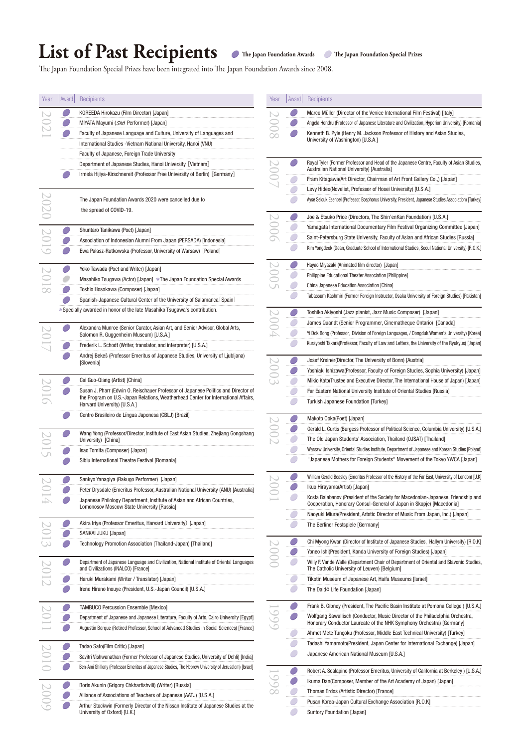# List of Past Recipients

● The Japan Foundation Awards ○ The Japan Foundation Special Prizes

The Japan Foundation Special Prizes have been integrated into The Japan Foundation Awards since 2008.

| Year | Award | Recipients |
|---|---|---|
| 2021 | ● | KOREEDA Hirokazu (Film Director) [Japan] |
| | ● | MIYATA Mayumi (*Shō* Performer) [Japan] |
| | ● | Faculty of Japanese Language and Culture, University of Languages and International Studies -Vietnam National University, Hanoi (VNU) Faculty of Japanese, Foreign Trade University Department of Japanese Studies, Hanoi University［Vietnam］ |
| | ● | Irmela Hijiya-Kirschnereit (Professor Free University of Berlin)［Germany］ |
| 2020 | | The Japan Foundation Awards 2020 were cancelled due to the spread of COVID-19. |
| 2019 | ● | Shuntaro Tanikawa (Poet) [Japan] |
| | ● | Association of Indonesian Alumni From Japan (PERSADA) [Indonesia] |
| | ● | Ewa Pałasz-Rutkowska (Professor, University of Warsaw)［Poland］ |
| 2018 | ● | Yoko Tawada (Poet and Writer) [Japan] |
| | ○ | Masahiko Tsugawa (Actor) [Japan] *The Japan Foundation Special Awards |
| | ● | Toshio Hosokawa (Composer) [Japan] |
| | ● | Spanish-Japanese Cultural Center of the University of Salamanca［Spain］ |
| | | *Specially awarded in honor of the late Masahiko Tsugawa's contribution. |
| 2017 | ● | Alexandra Munroe (Senior Curator, Asian Art, and Senior Advisor, Global Arts, Solomon R. Guggenheim Museum) [U.S.A.] |
| | ● | Frederik L. Schodt (Writer, translator, and interpreter) [U.S.A.] |
| | ● | Andrej Bekeš (Professor Emeritus of Japanese Studies, University of Ljubljana) [Slovenia] |
| 2016 | ● | Cai Guo-Qiang (Artist) [China] |
| | ● | Susan J. Pharr (Edwin O. Reischauer Professor of Japanese Politics and Director of the Program on U.S.-Japan Relations, Weatherhead Center for International Affairs, Harvard University) [U.S.A.] |
| | ● | Centro Brasileiro de Língua Japonesa (CBLJ) [Brazil] |
| 2015 | ● | Wang Yong (Professor/Director, Institute of East Asian Studies, Zhejiang Gongshang University) [China] |
| | ● | Isao Tomita (Composer) [Japan] |
| | ● | Sibiu International Theatre Festival [Romania] |
| 2014 | ● | Sankyo Yanagiya (Rakugo Performer) [Japan] |
| | ● | Peter Drysdale (Emeritus Professor, Australian National University (ANU) [Australia] |
| | ● | Japanese Philology Department, Institute of Asian and African Countries, Lomonosov Moscow State University [Russia] |
| 2013 | ● | Akira Iriye (Professor Emeritus, Harvard University) [Japan] |
| | ● | SANKAI JUKU [Japan] |
| | ● | Technology Promotion Association (Thailand-Japan) [Thailand] |
| 2012 | ● | Department of Japanese Language and Civilization, National Institute of Oriental Languages and Civilizations (INALCO) [France] |
| | ● | Haruki Murakami (Writer / Translator) [Japan] |
| | ● | Irene Hirano Inouye (President, U.S.-Japan Council) [U.S.A.] |
| 2011 | ● | TAMBUCO Percussion Ensemble [Mexico] |
| | ● | Department of Japanese and Japanese Literature, Faculty of Arts, Cairo University [Egypt] |
| | ● | Augustin Berque (Retired Professor, School of Advanced Studies in Social Sciences) [France] |
| 2010 | ● | Tadao Sato(Film Critic) [Japan] |
| | ● | Savitri Vishwanathan (Former Professor of Japanese Studies, University of Dehli) [India] |
| | ● | Ben-Ami Shillony (Professor Emeritus of Japanese Studies, The Hebrew University of Jerusalem) [Israel] |
| 2009 | ● | Boris Akunin (Grigory Chkhartishvili) (Writer) [Russia] |
| | ● | Alliance of Associations of Teachers of Japanese (AATJ) [U.S.A.] |
| | ● | Arthur Stockwin (Formerly Director of the Nissan Institute of Japanese Studies at the University of Oxford) [U.K.] |
| 2008 | ● | Marco Müller (Director of the Venice International Film Festival) [Italy] |
| | ● | Angela Hondru (Professor of Japanese Literature and Civilization, Hyperion University) [Romania] |
| | ● | Kenneth B. Pyle (Henry M. Jackson Professor of History and Asian Studies, University of Washington) [U.S.A.] |
| 2007 | ● | Royal Tyler (Former Professor and Head of the Japanese Centre, Faculty of Asian Studies, Australian National University) [Australia] |
| | ○ | Fram Kitagawa(Art Director, Chairman of Art Front Gallery Co.,) [Japan] |
| | ○ | Levy Hideo(Novelist, Professor of Hosei University) [U.S.A.] |
| | ○ | Ayse Selcuk Esenbel (Professor, Bosphorus University, President, Japanese Studies Association) [Turkey] |
| 2006 | ● | Joe & Etsuko Price (Directors, The Shin'enKan Foundation) [U.S.A.] |
| | ○ | Yamagata International Documentary Film Festival Organizing Committee [Japan] |
| | ○ | Saint-Petersburg State University, Faculty of Asian and African Studies [Russia] |
| | ○ | Kim Yongdeok (Dean, Graduate School of International Studies, Seoul National University) [R.O.K.] |
| 2005 | ● | Hayao Miyazaki (Animated film director) [Japan] |
| | ○ | Philippine Educational Theater Association [Philippine] |
| | ○ | China Japanese Education Association [China] |
| | ○ | Tabassum Kashmiri (Former Foreign Instructor, Osaka University of Foreign Studies) [Pakistan] |
| 2004 | ● | Toshiko Akiyoshi (Jazz pianist, Jazz Music Composer) [Japan] |
| | ○ | James Quandt (Senior Programmer, Cinematheque Ontario) [Canada] |
| | ○ | Yi Dok Bong (Professor, Division of Foreign Languages, / Dongduk Women's University) [Korea] |
| | ○ | Kurayoshi Takara(Professor, Faculty of Law and Letters, the University of the Ryukyus) [Japan] |
| 2003 | ● | Josef Kreiner(Director, The University of Bonn) [Austria] |
| | ● | Yoshiaki Ishizawa(Professor, Faculty of Foreign Studies, Sophia University) [Japan] |
| | ○ | Mikio Kato(Trustee and Executive Director, The International House of Japan) [Japan] |
| | ○ | Far Eastern National University Institute of Oriental Studies [Russia] |
| | ○ | Turkish Japanese Foundation [Turkey] |
| 2002 | ● | Makoto Ooka(Poet) [Japan] |
| | ● | Gerald L. Curtis (Burgess Professor of Political Science, Columbia University) [U.S.A.] |
| | ○ | The Old Japan Students' Association, Thailand (OJSAT) [Thailand] |
| | ○ | Warsaw University, Oriental Studies Institute, Department of Japanese and Korean Studies [Poland] |
| | ○ | "Japanese Mothers for Foreign Students" Movement of the Tokyo YWCA [Japan] |
| 2001 | ● | William Gerald Beasley (Emeritus Professor of the History of the Far East, University of London) [U.K] |
| | ● | Ikuo Hirayama(Artist) [Japan] |
| | ○ | Kosta Balabanov (President of the Society for Macedonian-Japanese, Friendship and Cooperation, Honorary Consul-General of Japan in Skopje) [Macedonia] |
| | ○ | Naoyuki Miura(President, Artstic Director of Music From Japan, Inc.) [Japan] |
| | ○ | The Berliner Festspiele [Germany] |
| 2000 | ● | Chi Myong Kwan (Director of Institute of Japanese Studies, Hallym University) [R.O.K] |
| | ● | Yoneo Ishi(President, Kanda University of Foreign Studies) [Japan] |
| | ○ | Willy F. Vande Walle (Department Chair of Department of Oriental and Slavonic Studies, The Catholic University of Leuven) [Belgium] |
| | ○ | Tikotin Museum of Japanese Art, Haifa Museums [Israel] |
| | ○ | The Daidō Life Foundation [Japan] |
| 1999 | ● | Frank B. Gibney (President, The Pacific Basin Institute at Pomona College ) [U.S.A.] |
| | ● | Wolfgang Sawallisch (Conductor, Music Director of the Philadelphia Orchestra, Honorary Conductor Laureate of the NHK Symphony Orchestra) [Germany] |
| | ○ | Ahmet Mete Tunçoku (Professor, Middle East Technical University) [Turkey] |
| | ○ | Tadashi Yamamoto(President, Japan Center for International Exchange) [Japan] |
| | ○ | Japanese American National Museum [U.S.A.] |
| 1998 | ● | Robert A. Scalapino (Professor Emeritus, University of California at Berkeley ) [U.S.A.] |
| | ● | Ikuma Dan(Composer, Member of the Art Academy of Japan) [Japan] |
| | ○ | Thomas Erdos (Artistic Director) [France] |
| | ○ | Pusan Korea-Japan Cultural Exchange Association [R.O.K] |
| | ○ | Suntory Foundation [Japan] |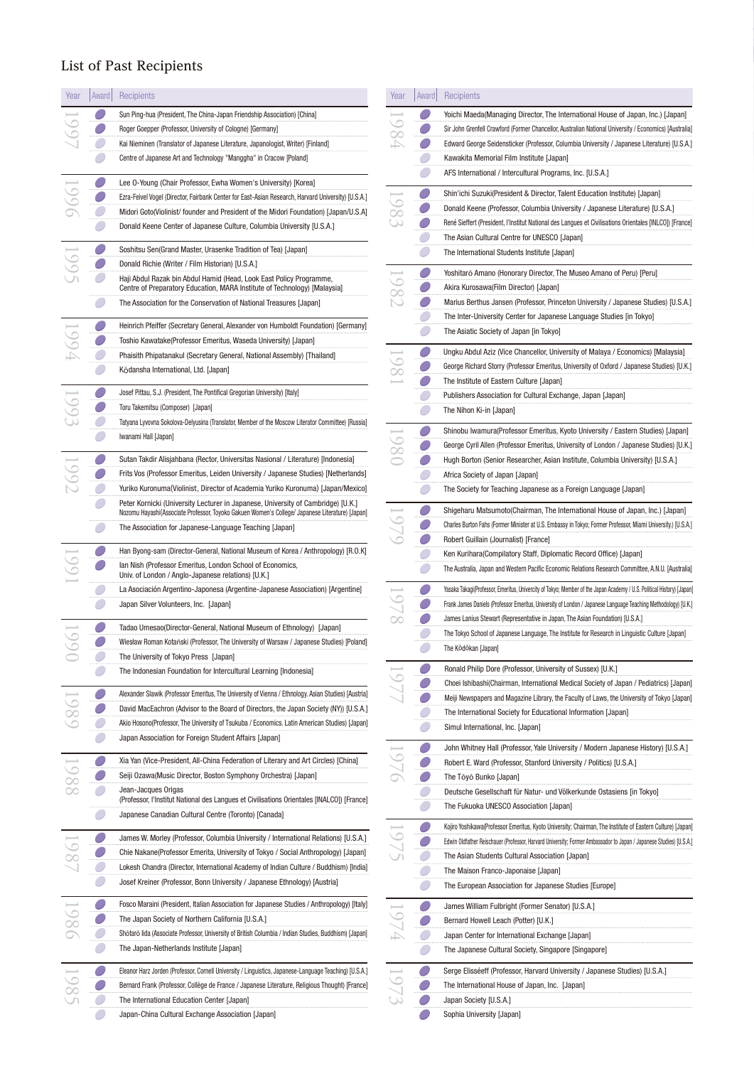## List of Past Recipients

| Year | Award | Recipients |
|---|---|---|
| 1997 | ● | Sun Ping-hua (President, The China-Japan Friendship Association) [China] |
| | ● | Roger Goepper (Professor, University of Cologne) [Germany] |
| | ○ | Kai Nieminen (Translator of Japanese Literature, Japanologist, Writer) [Finland] |
| | ○ | Centre of Japanese Art and Technology "Manggha" in Cracow [Poland] |
| 1996 | ● | Lee O-Young (Chair Professor, Ewha Women's University) [Korea] |
| | ● | Ezra-Feivel Vogel (Director, Fairbank Center for East-Asian Research, Harvard University) [U.S.A.] |
| | ○ | Midori Goto(Violinist/ founder and President of the Midori Foundation) [Japan/U.S.A] |
| | ○ | Donald Keene Center of Japanese Culture, Columbia University [U.S.A.] |
| 1995 | ● | Soshitsu Sen(Grand Master, Urasenke Tradition of Tea) [Japan] |
| | ● | Donald Richie (Writer / Film Historian) [U.S.A.] |
| | ○ | Haji Abdul Razak bin Abdul Hamid (Head, Look East Policy Programme, Centre of Preparatory Education, MARA Institute of Technology) [Malaysia] |
| | ○ | The Association for the Conservation of National Treasures [Japan] |
| 1994 | ● | Heinrich Pfeiffer (Secretary General, Alexander von Humboldt Foundation) [Germany] |
| | ● | Toshio Kawatake(Professor Emeritus, Waseda University) [Japan] |
| | ○ | Phaisith Phipatanakul (Secretary General, National Assembly) [Thailand] |
| | ○ | Kōdansha International, Ltd. [Japan] |
| 1993 | ● | Josef Pittau, S.J. (President, The Pontifical Gregorian University) [Italy] |
| | ● | Toru Takemitsu (Composer) [Japan] |
| | ○ | Tatyana Lyvovna Sokolova-Delyusina (Translator, Member of the Moscow Literator Committee) [Russia] |
| | ○ | Iwanami Hall [Japan] |
| 1992 | ● | Sutan Takdir Alisjahbana (Rector, Universitas Nasional / Literature) [Indonesia] |
| | ● | Frits Vos (Professor Emeritus, Leiden University / Japanese Studies) [Netherlands] |
| | ○ | Yuriko Kuronuma(Violinist, Director of Academia Yuriko Kuronuma) [Japan/Mexico] |
| | ○ | Peter Kornicki (University Lecturer in Japanese, University of Cambridge) [U.K.] Nozomu Hayashi(Associate Professor, Toyoko Gakuen Women's College/ Japanese Literature) [Japan] |
| | ○ | The Association for Japanese-Language Teaching [Japan] |
| 1991 | ● | Han Byong-sam (Director-General, National Museum of Korea / Anthropology) [R.O.K] |
| | ● | Ian Nish (Professor Emeritus, London School of Economics, Univ. of London / Anglo-Japanese relations) [U.K.] |
| | ○ | La Asociación Argentino-Japonesa (Argentine-Japanese Association) [Argentine] |
| | ○ | Japan Silver Volunteers, Inc. [Japan] |
| 1990 | ● | Tadao Umesao(Director-General, National Museum of Ethnology) [Japan] |
| | ● | Wiesław Roman Kotański (Professor, The University of Warsaw / Japanese Studies) [Poland] |
| | ○ | The University of Tokyo Press [Japan] |
| | ○ | The Indonesian Foundation for Intercultural Learning [Indonesia] |
| 1989 | ● | Alexander Slawik (Professor Emeritus, The University of Vienna / Ethnology. Asian Studies) [Austria] |
| | ● | David MacEachron (Advisor to the Board of Directors, the Japan Society (NY)) [U.S.A.] |
| | ○ | Akio Hosono(Professor, The University of Tsukuba / Economics. Latin American Studies) [Japan] |
| | ○ | Japan Association for Foreign Student Affairs [Japan] |
| 1988 | ● | Xia Yan (Vice-President, All-China Federation of Literary and Art Circles) [China] |
| | ● | Seiji Ozawa(Music Director, Boston Symphony Orchestra) [Japan] |
| | ○ | Jean-Jacques Origas (Professor, l'Institut National des Langues et Civilisations Orientales [INALCO]) [France] |
| | ○ | Japanese Canadian Cultural Centre (Toronto) [Canada] |
| 1987 | ● | James W. Morley (Professor, Columbia University / International Relations) [U.S.A.] |
| | ● | Chie Nakane(Professor Emerita, University of Tokyo / Social Anthropology) [Japan] |
| | ○ | Lokesh Chandra (Director, International Academy of Indian Culture / Buddhism) [India] |
| | ○ | Josef Kreiner (Professor, Bonn University / Japanese Ethnology) [Austria] |
| 1986 | ● | Fosco Maraini (President, Italian Association for Japanese Studies / Anthropology) [Italy] |
| | ● | The Japan Society of Northern California [U.S.A.] |
| | ○ | Shōtarō Iida (Associate Professor, University of British Columbia / Indian Studies, Buddhism) [Japan] |
| | ○ | The Japan-Netherlands Institute [Japan] |
| 1985 | ● | Eleanor Harz Jorden (Professor, Cornell University / Linguistics, Japanese-Language Teaching) [U.S.A.] |
| | ● | Bernard Frank (Professor, Collège de France / Japanese Literature, Religious Thought) [France] |
| | ○ | The International Education Center [Japan] |
| | ○ | Japan-China Cultural Exchange Association [Japan] |
| 1984 | ● | Yoichi Maeda(Managing Director, The International House of Japan, Inc.) [Japan] |
| | ● | Sir John Grenfell Crawford (Former Chancellor, Australian National University / Economics) [Australia] |
| | ● | Edward George Seidensticker (Professor, Columbia University / Japanese Literature) [U.S.A.] |
| | ○ | Kawakita Memorial Film Institute [Japan] |
| | ○ | AFS International / Intercultural Programs, Inc. [U.S.A.] |
| 1983 | ● | Shin'ichi Suzuki(President & Director, Talent Education Institute) [Japan] |
| | ● | Donald Keene (Professor, Columbia University / Japanese Literature) [U.S.A.] |
| | ● | René Sieffert (President, l'Institut National des Langues et Civilisations Orientales [INLCO]) [France] |
| | ○ | The Asian Cultural Centre for UNESCO [Japan] |
| | ○ | The International Students Institute [Japan] |
| 1982 | ● | Yoshitarō Amano (Honorary Director, The Museo Amano of Peru) [Peru] |
| | ● | Akira Kurosawa(Film Director) [Japan] |
| | ● | Marius Berthus Jansen (Professor, Princeton University / Japanese Studies) [U.S.A.] |
| | ○ | The Inter-University Center for Japanese Language Studies [in Tokyo] |
| | ○ | The Asiatic Society of Japan [in Tokyo] |
| 1981 | ● | Ungku Abdul Aziz (Vice Chancellor, University of Malaya / Economics) [Malaysia] |
| | ● | George Richard Storry (Professor Emeritus, University of Oxford / Japanese Studies) [U.K.] |
| | ● | The Institute of Eastern Culture [Japan] |
| | ○ | Publishers Association for Cultural Exchange, Japan [Japan] |
| | ○ | The Nihon Ki-in [Japan] |
| 1980 | ● | Shinobu Iwamura(Professor Emeritus, Kyoto University / Eastern Studies) [Japan] |
| | ● | George Cyril Allen (Professor Emeritus, University of London / Japanese Studies) [U.K.] |
| | ● | Hugh Borton (Senior Researcher, Asian Institute, Columbia University) [U.S.A.] |
| | ○ | Africa Society of Japan [Japan] |
| | ○ | The Society for Teaching Japanese as a Foreign Language [Japan] |
| 1979 | ● | Shigeharu Matsumoto(Chairman, The International House of Japan, Inc.) [Japan] |
| | ● | Charles Burton Fahs (Former Minister at U.S. Embassy in Tokyo; Former Professor, Miami University.) [U.S.A.] |
| | ● | Robert Guillain (Journalist) [France] |
| | ○ | Ken Kurihara(Compilatory Staff, Diplomatic Record Office) [Japan] |
| | ○ | The Australia, Japan and Western Pacific Economic Relations Research Committee, A.N.U. [Australia] |
| 1978 | ● | Yasaka Takagi(Professor, Emeritus, Univercity of Tokyo; Member of the Japan Academy / U.S. Political History) [Japan] |
| | ● | Frank James Daniels (Professor Emeritus, University of London / Japanese Language Teaching Methodology) [U.K.] |
| | ● | James Lanius Stewart (Representative in Japan, The Asian Foundation) [U.S.A.] |
| | ○ | The Tokyo School of Japanese Language, The Institute for Research in Linguistic Culture [Japan] |
| | ○ | The Kōdōkan [Japan] |
| 1977 | ● | Ronald Philip Dore (Professor, University of Sussex) [U.K.] |
| | ● | Choei Ishibashi(Chairman, International Medical Society of Japan / Pediatrics) [Japan] |
| | ● | Meiji Newspapers and Magazine Library, the Faculty of Laws, the University of Tokyo [Japan] |
| | ○ | The International Society for Educational Information [Japan] |
| | ○ | Simul International, Inc. [Japan] |
| 1976 | ● | John Whitney Hall (Professor, Yale University / Modern Japanese History) [U.S.A.] |
| | ● | Robert E. Ward (Professor, Stanford University / Politics) [U.S.A.] |
| | ● | The Tōyō Bunko [Japan] |
| | ○ | Deutsche Gesellschaft für Natur- und Völkerkunde Ostasiens [in Tokyo] |
| | ○ | The Fukuoka UNESCO Association [Japan] |
| 1975 | ● | Kojiro Yoshikawa(Professor Emeritus, Kyoto University; Chairman, The Institute of Eastern Culture) [Japan] |
| | ● | Edwin Oldfather Reischauer (Professor, Harvard University; Former Ambassador to Japan / Japanese Studies) [U.S.A.] |
| | ○ | The Asian Students Cultural Association [Japan] |
| | ○ | The Maison Franco-Japonaise [Japan] |
| | ○ | The European Association for Japanese Studies [Europe] |
| 1974 | ● | James William Fulbright (Former Senator) [U.S.A.] |
| | ● | Bernard Howell Leach (Potter) [U.K.] |
| | ○ | Japan Center for International Exchange [Japan] |
| | ○ | The Japanese Cultural Society, Singapore [Singapore] |
| 1973 | ● | Serge Elisséeff (Professor, Harvard University / Japanese Studies) [U.S.A.] |
| | ● | The International House of Japan, Inc. [Japan] |
| | ● | Japan Society [U.S.A.] |
| | ● | Sophia University [Japan] |